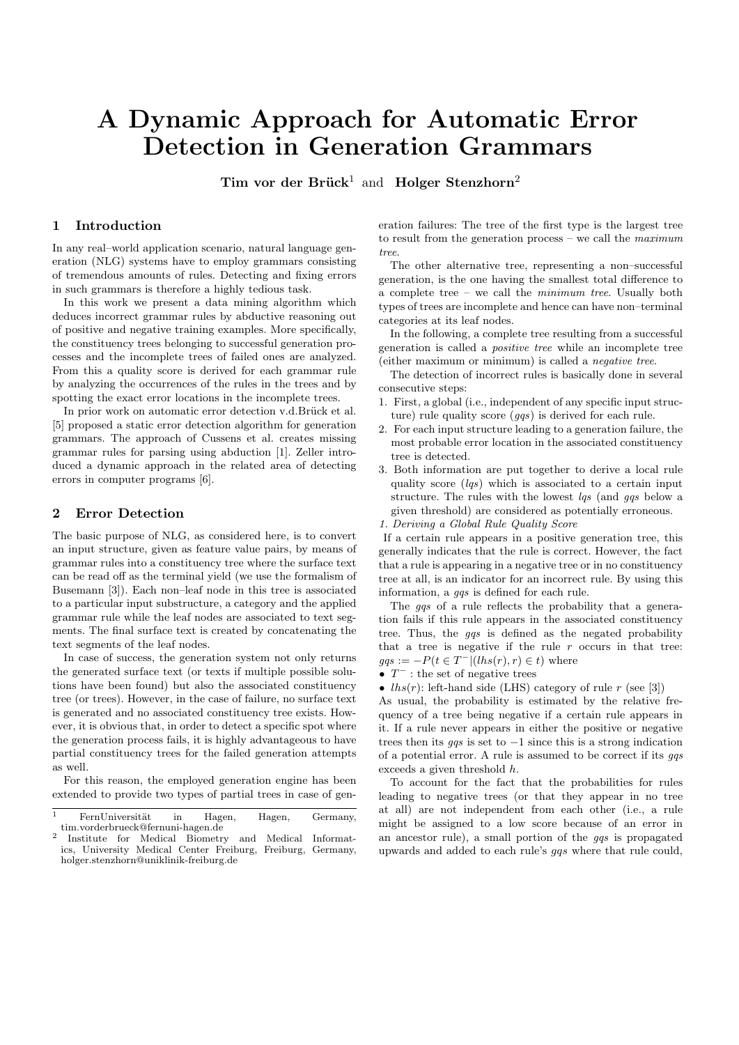# A Dynamic Approach for Automatic Error Detection in Generation Grammars

**Tim vor der Brück**[1] and **Holger Stenzhorn**[2]

## 1 Introduction

In any real–world application scenario, natural language generation (NLG) systems have to employ grammars consisting of tremendous amounts of rules. Detecting and fixing errors in such grammars is therefore a highly tedious task.

In this work we present a data mining algorithm which deduces incorrect grammar rules by abductive reasoning out of positive and negative training examples. More specifically, the constituency trees belonging to successful generation processes and the incomplete trees of failed ones are analyzed. From this a quality score is derived for each grammar rule by analyzing the occurrences of the rules in the trees and by spotting the exact error locations in the incomplete trees.

In prior work on automatic error detection v.d.Brück et al. [5] proposed a static error detection algorithm for generation grammars. The approach of Cussens et al. creates missing grammar rules for parsing using abduction [1]. Zeller introduced a dynamic approach in the related area of detecting errors in computer programs [6].

## 2 Error Detection

The basic purpose of NLG, as considered here, is to convert an input structure, given as feature value pairs, by means of grammar rules into a constituency tree where the surface text can be read off as the terminal yield (we use the formalism of Busemann [3]). Each non–leaf node in this tree is associated to a particular input substructure, a category and the applied grammar rule while the leaf nodes are associated to text segments. The final surface text is created by concatenating the text segments of the leaf nodes.

In case of success, the generation system not only returns the generated surface text (or texts if multiple possible solutions have been found) but also the associated constituency tree (or trees). However, in the case of failure, no surface text is generated and no associated constituency tree exists. However, it is obvious that, in order to detect a specific spot where the generation process fails, it is highly advantageous to have partial constituency trees for the failed generation attempts as well.

For this reason, the employed generation engine has been extended to provide two types of partial trees in case of generation failures: The tree of the first type is the largest tree to result from the generation process – we call the *maximum tree*.

The other alternative tree, representing a non–successful generation, is the one having the smallest total difference to a complete tree – we call the *minimum tree*. Usually both types of trees are incomplete and hence can have non–terminal categories at its leaf nodes.

In the following, a complete tree resulting from a successful generation is called a *positive tree* while an incomplete tree (either maximum or minimum) is called a *negative tree*.

The detection of incorrect rules is basically done in several consecutive steps:

1. First, a global (i.e., independent of any specific input structure) rule quality score (*gqs*) is derived for each rule.
2. For each input structure leading to a generation failure, the most probable error location in the associated constituency tree is detected.
3. Both information are put together to derive a local rule quality score (*lqs*) which is associated to a certain input structure. The rules with the lowest *lqs* (and *gqs* below a given threshold) are considered as potentially erroneous.

*1. Deriving a Global Rule Quality Score*

If a certain rule appears in a positive generation tree, this generally indicates that the rule is correct. However, the fact that a rule is appearing in a negative tree or in no constituency tree at all, is an indicator for an incorrect rule. By using this information, a *gqs* is defined for each rule.

The *gqs* of a rule reflects the probability that a generation fails if this rule appears in the associated constituency tree. Thus, the *gqs* is defined as the negated probability that a tree is negative if the rule $r$ occurs in that tree: $gqs := -P(t \in T^- | (lhs(r), r) \in t)$ where

- $T^-$ : the set of negative trees
- $lhs(r)$: left-hand side (LHS) category of rule $r$ (see [3])

As usual, the probability is estimated by the relative frequency of a tree being negative if a certain rule appears in it. If a rule never appears in either the positive or negative trees then its *gqs* is set to $-1$ since this is a strong indication of a potential error. A rule is assumed to be correct if its *gqs* exceeds a given threshold $h$.

To account for the fact that the probabilities for rules leading to negative trees (or that they appear in no tree at all) are not independent from each other (i.e., a rule might be assigned to a low score because of an error in an ancestor rule), a small portion of the *gqs* is propagated upwards and added to each rule's *gqs* where that rule could,

---

[1] FernUniversität in Hagen, Hagen, Germany, tim.vorderbrueck@fernuni-hagen.de

[2] Institute for Medical Biometry and Medical Informatics, University Medical Center Freiburg, Freiburg, Germany, holger.stenzhorn@uniklinik-freiburg.de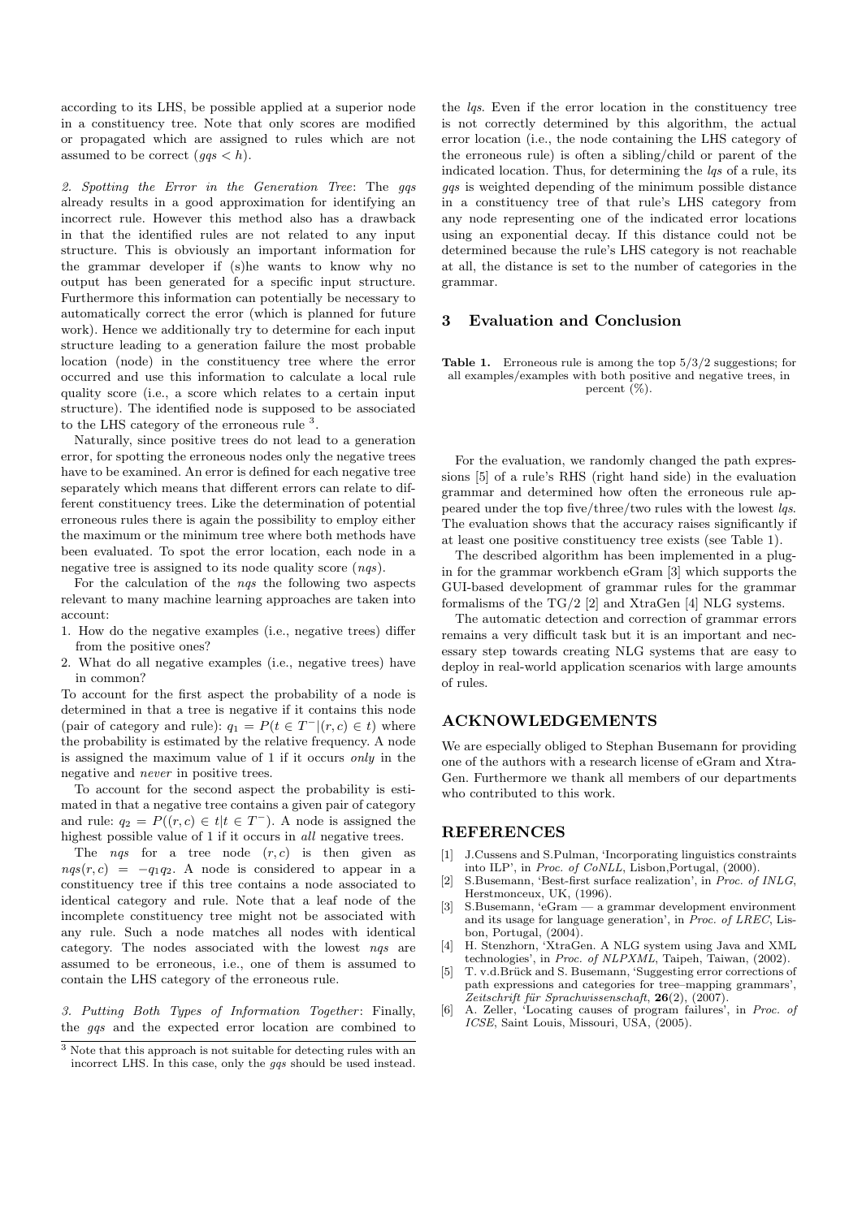according to its LHS, be possible applied at a superior node in a constituency tree. Note that only scores are modified or propagated which are assigned to rules which are not assumed to be correct ($gqs < h$).

*2. Spotting the Error in the Generation Tree*: The *gqs* already results in a good approximation for identifying an incorrect rule. However this method also has a drawback in that the identified rules are not related to any input structure. This is obviously an important information for the grammar developer if (s)he wants to know why no output has been generated for a specific input structure. Furthermore this information can potentially be necessary to automatically correct the error (which is planned for future work). Hence we additionally try to determine for each input structure leading to a generation failure the most probable location (node) in the constituency tree where the error occurred and use this information to calculate a local rule quality score (i.e., a score which relates to a certain input structure). The identified node is supposed to be associated to the LHS category of the erroneous rule [3].

Naturally, since positive trees do not lead to a generation error, for spotting the erroneous nodes only the negative trees have to be examined. An error is defined for each negative tree separately which means that different errors can relate to different constituency trees. Like the determination of potential erroneous rules there is again the possibility to employ either the maximum or the minimum tree where both methods have been evaluated. To spot the error location, each node in a negative tree is assigned to its node quality score (*nqs*).

For the calculation of the *nqs* the following two aspects relevant to many machine learning approaches are taken into account:

1. How do the negative examples (i.e., negative trees) differ from the positive ones?
2. What do all negative examples (i.e., negative trees) have in common?

To account for the first aspect the probability of a node is determined in that a tree is negative if it contains this node (pair of category and rule): $q_1 = P(t \in T^- | (r, c) \in t)$ where the probability is estimated by the relative frequency. A node is assigned the maximum value of 1 if it occurs *only* in the negative and *never* in positive trees.

To account for the second aspect the probability is estimated in that a negative tree contains a given pair of category and rule: $q_2 = P((r, c) \in t | t \in T^-)$. A node is assigned the highest possible value of 1 if it occurs in *all* negative trees.

The *nqs* for a tree node $(r, c)$ is then given as $nqs(r, c) = -q_1 q_2$. A node is considered to appear in a constituency tree if this tree contains a node associated to identical category and rule. Note that a leaf node of the incomplete constituency tree might not be associated with any rule. Such a node matches all nodes with identical category. The nodes associated with the lowest *nqs* are assumed to be erroneous, i.e., one of them is assumed to contain the LHS category of the erroneous rule.

*3. Putting Both Types of Information Together*: Finally, the *gqs* and the expected error location are combined to the *lqs*. Even if the error location in the constituency tree is not correctly determined by this algorithm, the actual error location (i.e., the node containing the LHS category of the erroneous rule) is often a sibling/child or parent of the indicated location. Thus, for determining the *lqs* of a rule, its *gqs* is weighted depending of the minimum possible distance in a constituency tree of that rule's LHS category from any node representing one of the indicated error locations using an exponential decay. If this distance could not be determined because the rule's LHS category is not reachable at all, the distance is set to the number of categories in the grammar.

[3] Note that this approach is not suitable for detecting rules with an incorrect LHS. In this case, only the *gqs* should be used instead.

## 3 Evaluation and Conclusion

**Table 1.** Erroneous rule is among the top 5/3/2 suggestions; for all examples/examples with both positive and negative trees, in percent (%).

For the evaluation, we randomly changed the path expressions [5] of a rule's RHS (right hand side) in the evaluation grammar and determined how often the erroneous rule appeared under the top five/three/two rules with the lowest *lqs*. The evaluation shows that the accuracy raises significantly if at least one positive constituency tree exists (see Table 1).

The described algorithm has been implemented in a plug-in for the grammar workbench eGram [3] which supports the GUI-based development of grammar rules for the grammar formalisms of the TG/2 [2] and XtraGen [4] NLG systems.

The automatic detection and correction of grammar errors remains a very difficult task but it is an important and necessary step towards creating NLG systems that are easy to deploy in real-world application scenarios with large amounts of rules.

## ACKNOWLEDGEMENTS

We are especially obliged to Stephan Busemann for providing one of the authors with a research license of eGram and XtraGen. Furthermore we thank all members of our departments who contributed to this work.

## REFERENCES

[1] J.Cussens and S.Pulman, 'Incorporating linguistics constraints into ILP', in *Proc. of CoNLL*, Lisbon,Portugal, (2000).

[2] S.Busemann, 'Best-first surface realization', in *Proc. of INLG*, Herstmonceux, UK, (1996).

[3] S.Busemann, 'eGram — a grammar development environment and its usage for language generation', in *Proc. of LREC*, Lisbon, Portugal, (2004).

[4] H. Stenzhorn, 'XtraGen. A NLG system using Java and XML technologies', in *Proc. of NLPXML*, Taipeh, Taiwan, (2002).

[5] T. v.d.Brück and S. Busemann, 'Suggesting error corrections of path expressions and categories for tree–mapping grammars', *Zeitschrift für Sprachwissenschaft*, **26**(2), (2007).

[6] A. Zeller, 'Locating causes of program failures', in *Proc. of ICSE*, Saint Louis, Missouri, USA, (2005).